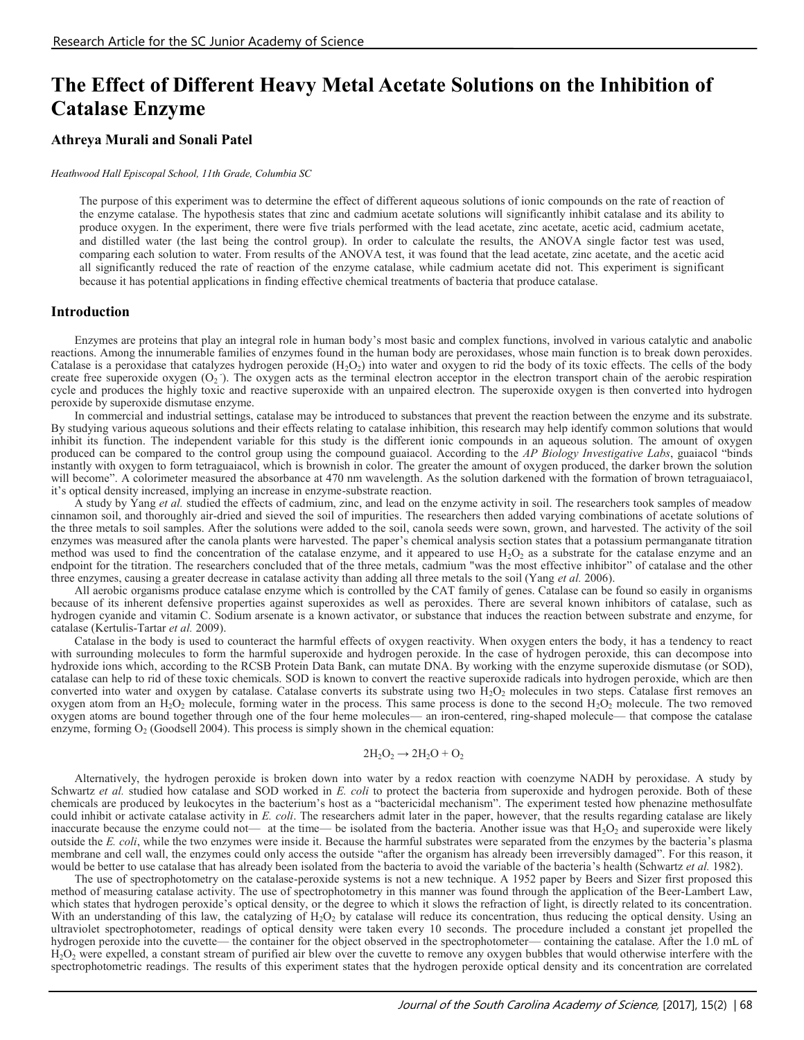# The Effect of Different Heavy Metal Acetate Solutions on the Inhibition of Catalase Enzyme

### Athreya Murali and Sonali Patel

*Heathwood Hall Episcopal School, 11th Grade, Columbia SC*

The purpose of this experiment was to determine the effect of different aqueous solutions of ionic compounds on the rate of reaction of the enzyme catalase. The hypothesis states that zinc and cadmium acetate solutions will significantly inhibit catalase and its ability to produce oxygen. In the experiment, there were five trials performed with the lead acetate, zinc acetate, acetic acid, cadmium acetate, and distilled water (the last being the control group). In order to calculate the results, the ANOVA single factor test was used, comparing each solution to water. From results of the ANOVA test, it was found that the lead acetate, zinc acetate, and the acetic acid all significantly reduced the rate of reaction of the enzyme catalase, while cadmium acetate did not. This experiment is significant because it has potential applications in finding effective chemical treatments of bacteria that produce catalase.

## Introduction

Enzymes are proteins that play an integral role in human body's most basic and complex functions, involved in various catalytic and anabolic reactions. Among the innumerable families of enzymes found in the human body are peroxidases, whose main function is to break down peroxides. Catalase is a peroxidase that catalyzes hydrogen peroxide ($H_2O_2$) into water and oxygen to rid the body of its toxic effects. The cells of the body create free superoxide oxygen ($O_2^-$). The oxygen acts as the terminal electron acceptor in the electron transport chain of the aerobic respiration cycle and produces the highly toxic and reactive superoxide with an unpaired electron. The superoxide oxygen is then converted into hydrogen peroxide by superoxide dismutase enzyme.

In commercial and industrial settings, catalase may be introduced to substances that prevent the reaction between the enzyme and its substrate. By studying various aqueous solutions and their effects relating to catalase inhibition, this research may help identify common solutions that would inhibit its function. The independent variable for this study is the different ionic compounds in an aqueous solution. The amount of oxygen produced can be compared to the control group using the compound guaiacol. According to the *AP Biology Investigative Labs*, guaiacol "binds instantly with oxygen to form tetraguaiacol, which is brownish in color. The greater the amount of oxygen produced, the darker brown the solution will become". A colorimeter measured the absorbance at 470 nm wavelength. As the solution darkened with the formation of brown tetraguaiacol, it's optical density increased, implying an increase in enzyme-substrate reaction.

A study by Yang *et al.* studied the effects of cadmium, zinc, and lead on the enzyme activity in soil. The researchers took samples of meadow cinnamon soil, and thoroughly air-dried and sieved the soil of impurities. The researchers then added varying combinations of acetate solutions of the three metals to soil samples. After the solutions were added to the soil, canola seeds were sown, grown, and harvested. The activity of the soil enzymes was measured after the canola plants were harvested. The paper's chemical analysis section states that a potassium permanganate titration method was used to find the concentration of the catalase enzyme, and it appeared to use $H_2O_2$ as a substrate for the catalase enzyme and an endpoint for the titration. The researchers concluded that of the three metals, cadmium "was the most effective inhibitor" of catalase and the other three enzymes, causing a greater decrease in catalase activity than adding all three metals to the soil (Yang *et al.* 2006).

All aerobic organisms produce catalase enzyme which is controlled by the CAT family of genes. Catalase can be found so easily in organisms because of its inherent defensive properties against superoxides as well as peroxides. There are several known inhibitors of catalase, such as hydrogen cyanide and vitamin C. Sodium arsenate is a known activator, or substance that induces the reaction between substrate and enzyme, for catalase (Kertulis-Tartar *et al.* 2009).

Catalase in the body is used to counteract the harmful effects of oxygen reactivity. When oxygen enters the body, it has a tendency to react with surrounding molecules to form the harmful superoxide and hydrogen peroxide. In the case of hydrogen peroxide, this can decompose into hydroxide ions which, according to the RCSB Protein Data Bank, can mutate DNA. By working with the enzyme superoxide dismutase (or SOD), catalase can help to rid of these toxic chemicals. SOD is known to convert the reactive superoxide radicals into hydrogen peroxide, which are then converted into water and oxygen by catalase. Catalase converts its substrate using two $H_2O_2$ molecules in two steps. Catalase first removes an oxygen atom from an $H_2O_2$ molecule, forming water in the process. This same process is done to the second $H_2O_2$ molecule. The two removed oxygen atoms are bound together through one of the four heme molecules— an iron-centered, ring-shaped molecule— that compose the catalase enzyme, forming $O_2$ (Goodsell 2004). This process is simply shown in the chemical equation:

$$2H_2O_2 \rightarrow 2H_2O + O_2$$

Alternatively, the hydrogen peroxide is broken down into water by a redox reaction with coenzyme NADH by peroxidase. A study by Schwartz *et al.* studied how catalase and SOD worked in *E. coli* to protect the bacteria from superoxide and hydrogen peroxide. Both of these chemicals are produced by leukocytes in the bacterium's host as a "bactericidal mechanism". The experiment tested how phenazine methosulfate could inhibit or activate catalase activity in *E. coli*. The researchers admit later in the paper, however, that the results regarding catalase are likely inaccurate because the enzyme could not— at the time— be isolated from the bacteria. Another issue was that $H_2O_2$ and superoxide were likely outside the *E. coli*, while the two enzymes were inside it. Because the harmful substrates were separated from the enzymes by the bacteria's plasma membrane and cell wall, the enzymes could only access the outside "after the organism has already been irreversibly damaged". For this reason, it would be better to use catalase that has already been isolated from the bacteria to avoid the variable of the bacteria's health (Schwartz *et al.* 1982).

The use of spectrophotometry on the catalase-peroxide systems is not a new technique. A 1952 paper by Beers and Sizer first proposed this method of measuring catalase activity. The use of spectrophotometry in this manner was found through the application of the Beer-Lambert Law, which states that hydrogen peroxide's optical density, or the degree to which it slows the refraction of light, is directly related to its concentration. With an understanding of this law, the catalyzing of $H_2O_2$ by catalase will reduce its concentration, thus reducing the optical density. Using an ultraviolet spectrophotometer, readings of optical density were taken every 10 seconds. The procedure included a constant jet propelled the hydrogen peroxide into the cuvette— the container for the object observed in the spectrophotometer— containing the catalase. After the 1.0 mL of $H_2O_2$ were expelled, a constant stream of purified air blew over the cuvette to remove any oxygen bubbles that would otherwise interfere with the spectrophotometric readings. The results of this experiment states that the hydrogen peroxide optical density and its concentration are correlated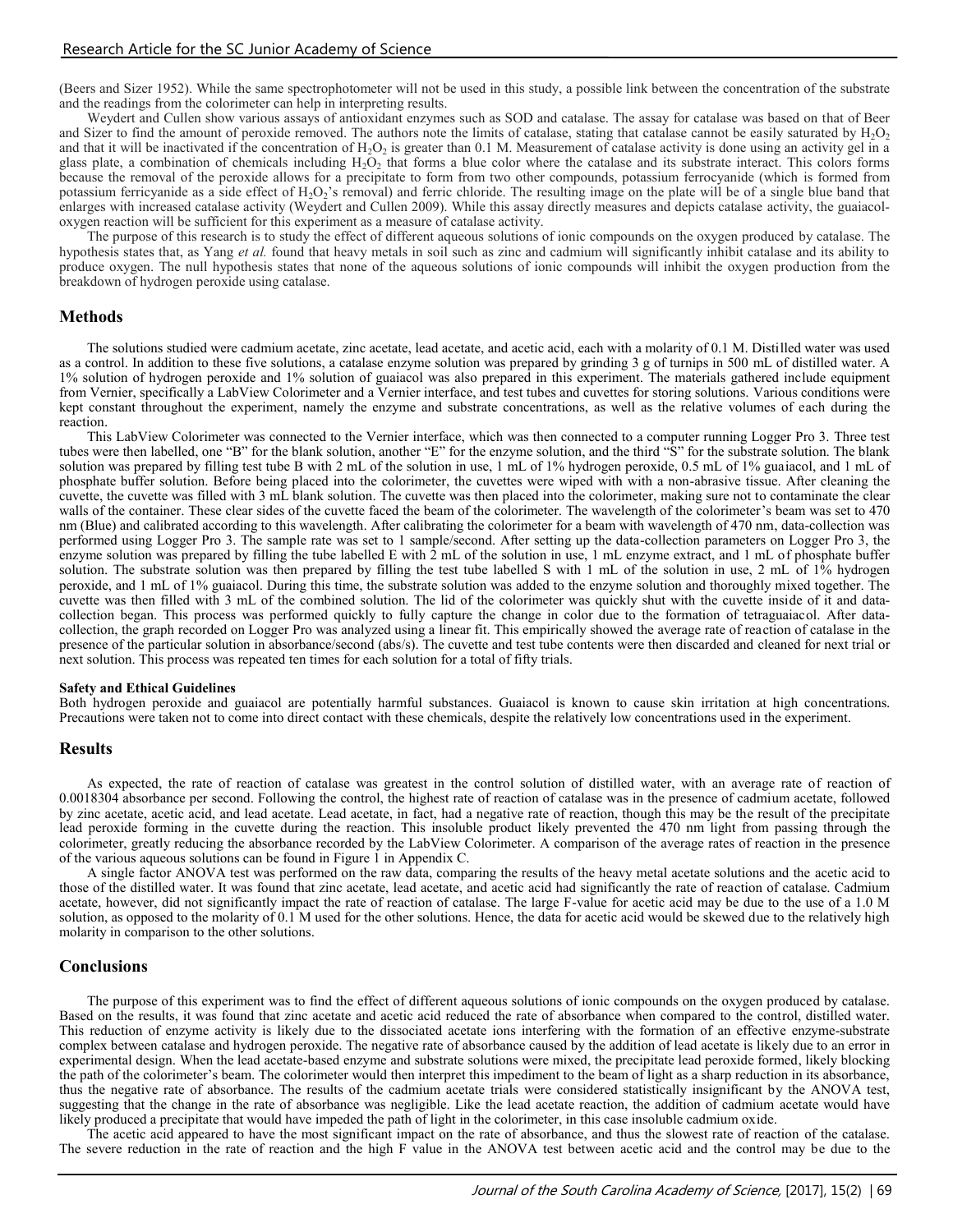(Beers and Sizer 1952). While the same spectrophotometer will not be used in this study, a possible link between the concentration of the substrate and the readings from the colorimeter can help in interpreting results.

Weydert and Cullen show various assays of antioxidant enzymes such as SOD and catalase. The assay for catalase was based on that of Beer and Sizer to find the amount of peroxide removed. The authors note the limits of catalase, stating that catalase cannot be easily saturated by $H_2O_2$ and that it will be inactivated if the concentration of $H_2O_2$ is greater than 0.1 M. Measurement of catalase activity is done using an activity gel in a glass plate, a combination of chemicals including $H_2O_2$ that forms a blue color where the catalase and its substrate interact. This colors forms because the removal of the peroxide allows for a precipitate to form from two other compounds, potassium ferrocyanide (which is formed from potassium ferricyanide as a side effect of $H_2O_2$'s removal) and ferric chloride. The resulting image on the plate will be of a single blue band that enlarges with increased catalase activity (Weydert and Cullen 2009). While this assay directly measures and depicts catalase activity, the guaiacol-oxygen reaction will be sufficient for this experiment as a measure of catalase activity.

The purpose of this research is to study the effect of different aqueous solutions of ionic compounds on the oxygen produced by catalase. The hypothesis states that, as Yang *et al.* found that heavy metals in soil such as zinc and cadmium will significantly inhibit catalase and its ability to produce oxygen. The null hypothesis states that none of the aqueous solutions of ionic compounds will inhibit the oxygen production from the breakdown of hydrogen peroxide using catalase.

## Methods

The solutions studied were cadmium acetate, zinc acetate, lead acetate, and acetic acid, each with a molarity of 0.1 M. Distilled water was used as a control. In addition to these five solutions, a catalase enzyme solution was prepared by grinding 3 g of turnips in 500 mL of distilled water. A 1% solution of hydrogen peroxide and 1% solution of guaiacol was also prepared in this experiment. The materials gathered include equipment from Vernier, specifically a LabView Colorimeter and a Vernier interface, and test tubes and cuvettes for storing solutions. Various conditions were kept constant throughout the experiment, namely the enzyme and substrate concentrations, as well as the relative volumes of each during the reaction.

This LabView Colorimeter was connected to the Vernier interface, which was then connected to a computer running Logger Pro 3. Three test tubes were then labelled, one "B" for the blank solution, another "E" for the enzyme solution, and the third "S" for the substrate solution. The blank solution was prepared by filling test tube B with 2 mL of the solution in use, 1 mL of 1% hydrogen peroxide, 0.5 mL of 1% guaiacol, and 1 mL of phosphate buffer solution. Before being placed into the colorimeter, the cuvettes were wiped with with a non-abrasive tissue. After cleaning the cuvette, the cuvette was filled with 3 mL blank solution. The cuvette was then placed into the colorimeter, making sure not to contaminate the clear walls of the container. These clear sides of the cuvette faced the beam of the colorimeter. The wavelength of the colorimeter's beam was set to 470 nm (Blue) and calibrated according to this wavelength. After calibrating the colorimeter for a beam with wavelength of 470 nm, data-collection was performed using Logger Pro 3. The sample rate was set to 1 sample/second. After setting up the data-collection parameters on Logger Pro 3, the enzyme solution was prepared by filling the tube labelled E with 2 mL of the solution in use, 1 mL enzyme extract, and 1 mL of phosphate buffer solution. The substrate solution was then prepared by filling the test tube labelled S with 1 mL of the solution in use, 2 mL of 1% hydrogen peroxide, and 1 mL of 1% guaiacol. During this time, the substrate solution was added to the enzyme solution and thoroughly mixed together. The cuvette was then filled with 3 mL of the combined solution. The lid of the colorimeter was quickly shut with the cuvette inside of it and data-collection began. This process was performed quickly to fully capture the change in color due to the formation of tetraguaiacol. After data-collection, the graph recorded on Logger Pro was analyzed using a linear fit. This empirically showed the average rate of reaction of catalase in the presence of the particular solution in absorbance/second (abs/s). The cuvette and test tube contents were then discarded and cleaned for next trial or next solution. This process was repeated ten times for each solution for a total of fifty trials.

#### Safety and Ethical Guidelines

Both hydrogen peroxide and guaiacol are potentially harmful substances. Guaiacol is known to cause skin irritation at high concentrations. Precautions were taken not to come into direct contact with these chemicals, despite the relatively low concentrations used in the experiment.

## Results

As expected, the rate of reaction of catalase was greatest in the control solution of distilled water, with an average rate of reaction of 0.0018304 absorbance per second. Following the control, the highest rate of reaction of catalase was in the presence of cadmium acetate, followed by zinc acetate, acetic acid, and lead acetate. Lead acetate, in fact, had a negative rate of reaction, though this may be the result of the precipitate lead peroxide forming in the cuvette during the reaction. This insoluble product likely prevented the 470 nm light from passing through the colorimeter, greatly reducing the absorbance recorded by the LabView Colorimeter. A comparison of the average rates of reaction in the presence of the various aqueous solutions can be found in Figure 1 in Appendix C.

A single factor ANOVA test was performed on the raw data, comparing the results of the heavy metal acetate solutions and the acetic acid to those of the distilled water. It was found that zinc acetate, lead acetate, and acetic acid had significantly the rate of reaction of catalase. Cadmium acetate, however, did not significantly impact the rate of reaction of catalase. The large F-value for acetic acid may be due to the use of a 1.0 M solution, as opposed to the molarity of 0.1 M used for the other solutions. Hence, the data for acetic acid would be skewed due to the relatively high molarity in comparison to the other solutions.

## Conclusions

The purpose of this experiment was to find the effect of different aqueous solutions of ionic compounds on the oxygen produced by catalase. Based on the results, it was found that zinc acetate and acetic acid reduced the rate of absorbance when compared to the control, distilled water. This reduction of enzyme activity is likely due to the dissociated acetate ions interfering with the formation of an effective enzyme-substrate complex between catalase and hydrogen peroxide. The negative rate of absorbance caused by the addition of lead acetate is likely due to an error in experimental design. When the lead acetate-based enzyme and substrate solutions were mixed, the precipitate lead peroxide formed, likely blocking the path of the colorimeter's beam. The colorimeter would then interpret this impediment to the beam of light as a sharp reduction in its absorbance, thus the negative rate of absorbance. The results of the cadmium acetate trials were considered statistically insignificant by the ANOVA test, suggesting that the change in the rate of absorbance was negligible. Like the lead acetate reaction, the addition of cadmium acetate would have likely produced a precipitate that would have impeded the path of light in the colorimeter, in this case insoluble cadmium oxide.

The acetic acid appeared to have the most significant impact on the rate of absorbance, and thus the slowest rate of reaction of the catalase. The severe reduction in the rate of reaction and the high F value in the ANOVA test between acetic acid and the control may be due to the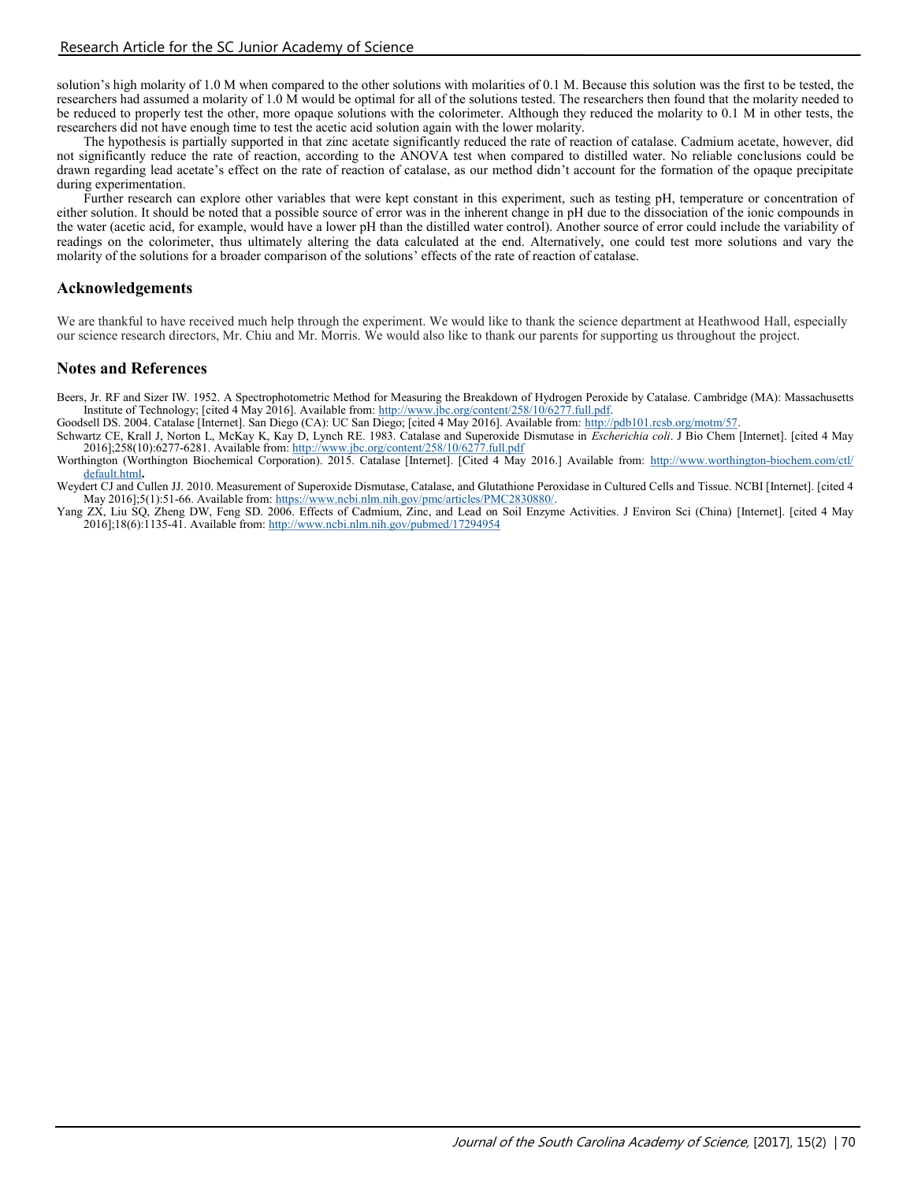solution's high molarity of 1.0 M when compared to the other solutions with molarities of 0.1 M. Because this solution was the first to be tested, the researchers had assumed a molarity of 1.0 M would be optimal for all of the solutions tested. The researchers then found that the molarity needed to be reduced to properly test the other, more opaque solutions with the colorimeter. Although they reduced the molarity to 0.1 M in other tests, the researchers did not have enough time to test the acetic acid solution again with the lower molarity.

The hypothesis is partially supported in that zinc acetate significantly reduced the rate of reaction of catalase. Cadmium acetate, however, did not significantly reduce the rate of reaction, according to the ANOVA test when compared to distilled water. No reliable conclusions could be drawn regarding lead acetate's effect on the rate of reaction of catalase, as our method didn't account for the formation of the opaque precipitate during experimentation.

Further research can explore other variables that were kept constant in this experiment, such as testing pH, temperature or concentration of either solution. It should be noted that a possible source of error was in the inherent change in pH due to the dissociation of the ionic compounds in the water (acetic acid, for example, would have a lower pH than the distilled water control). Another source of error could include the variability of readings on the colorimeter, thus ultimately altering the data calculated at the end. Alternatively, one could test more solutions and vary the molarity of the solutions for a broader comparison of the solutions' effects of the rate of reaction of catalase.

## Acknowledgements

We are thankful to have received much help through the experiment. We would like to thank the science department at Heathwood Hall, especially our science research directors, Mr. Chiu and Mr. Morris. We would also like to thank our parents for supporting us throughout the project.

## Notes and References

Beers, Jr. RF and Sizer IW. 1952. A Spectrophotometric Method for Measuring the Breakdown of Hydrogen Peroxide by Catalase. Cambridge (MA): Massachusetts Institute of Technology; [cited 4 May 2016]. Available from: http://www.jbc.org/content/258/10/6277.full.pdf.

Goodsell DS. 2004. Catalase [Internet]. San Diego (CA): UC San Diego; [cited 4 May 2016]. Available from: http://pdb101.rcsb.org/motm/57.

Schwartz CE, Krall J, Norton L, McKay K, Kay D, Lynch RE. 1983. Catalase and Superoxide Dismutase in *Escherichia coli*. J Bio Chem [Internet]. [cited 4 May 2016];258(10):6277-6281. Available from: http://www.jbc.org/content/258/10/6277.full.pdf

Worthington (Worthington Biochemical Corporation). 2015. Catalase [Internet]. [Cited 4 May 2016.] Available from: http://www.worthington-biochem.com/ctl/default.html.

Weydert CJ and Cullen JJ. 2010. Measurement of Superoxide Dismutase, Catalase, and Glutathione Peroxidase in Cultured Cells and Tissue. NCBI [Internet]. [cited 4 May 2016];5(1):51-66. Available from: https://www.ncbi.nlm.nih.gov/pmc/articles/PMC2830880/.

Yang ZX, Liu SQ, Zheng DW, Feng SD. 2006. Effects of Cadmium, Zinc, and Lead on Soil Enzyme Activities. J Environ Sci (China) [Internet]. [cited 4 May 2016];18(6):1135-41. Available from: http://www.ncbi.nlm.nih.gov/pubmed/17294954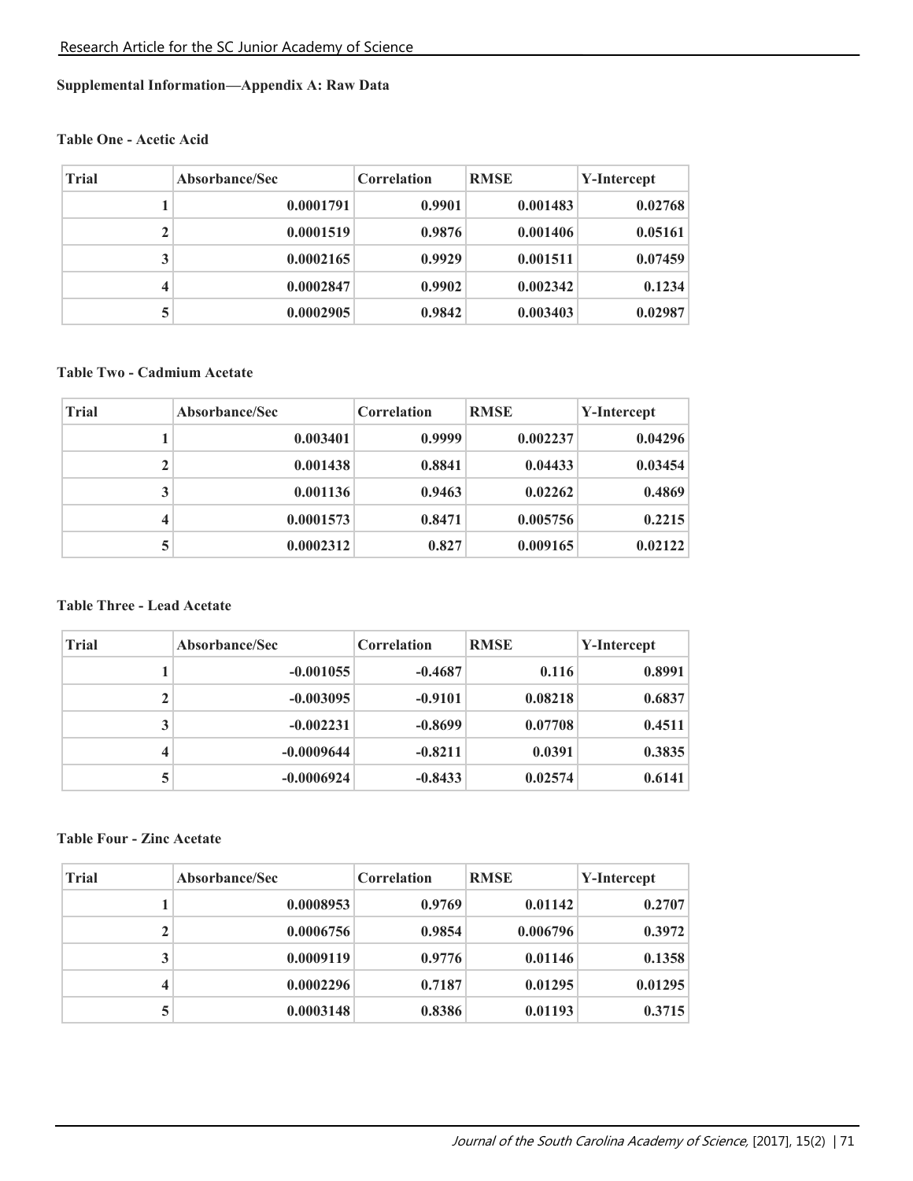**Supplemental Information—Appendix A: Raw Data**

**Table One - Acetic Acid**

| Trial | Absorbance/Sec | Correlation | RMSE | Y-Intercept |
|---|---|---|---|---|
| 1 | 0.0001791 | 0.9901 | 0.001483 | 0.02768 |
| 2 | 0.0001519 | 0.9876 | 0.001406 | 0.05161 |
| 3 | 0.0002165 | 0.9929 | 0.001511 | 0.07459 |
| 4 | 0.0002847 | 0.9902 | 0.002342 | 0.1234 |
| 5 | 0.0002905 | 0.9842 | 0.003403 | 0.02987 |

**Table Two - Cadmium Acetate**

| Trial | Absorbance/Sec | Correlation | RMSE | Y-Intercept |
|---|---|---|---|---|
| 1 | 0.003401 | 0.9999 | 0.002237 | 0.04296 |
| 2 | 0.001438 | 0.8841 | 0.04433 | 0.03454 |
| 3 | 0.001136 | 0.9463 | 0.02262 | 0.4869 |
| 4 | 0.0001573 | 0.8471 | 0.005756 | 0.2215 |
| 5 | 0.0002312 | 0.827 | 0.009165 | 0.02122 |

**Table Three - Lead Acetate**

| Trial | Absorbance/Sec | Correlation | RMSE | Y-Intercept |
|---|---|---|---|---|
| 1 | -0.001055 | -0.4687 | 0.116 | 0.8991 |
| 2 | -0.003095 | -0.9101 | 0.08218 | 0.6837 |
| 3 | -0.002231 | -0.8699 | 0.07708 | 0.4511 |
| 4 | -0.0009644 | -0.8211 | 0.0391 | 0.3835 |
| 5 | -0.0006924 | -0.8433 | 0.02574 | 0.6141 |

**Table Four - Zinc Acetate**

| Trial | Absorbance/Sec | Correlation | RMSE | Y-Intercept |
|---|---|---|---|---|
| 1 | 0.0008953 | 0.9769 | 0.01142 | 0.2707 |
| 2 | 0.0006756 | 0.9854 | 0.006796 | 0.3972 |
| 3 | 0.0009119 | 0.9776 | 0.01146 | 0.1358 |
| 4 | 0.0002296 | 0.7187 | 0.01295 | 0.01295 |
| 5 | 0.0003148 | 0.8386 | 0.01193 | 0.3715 |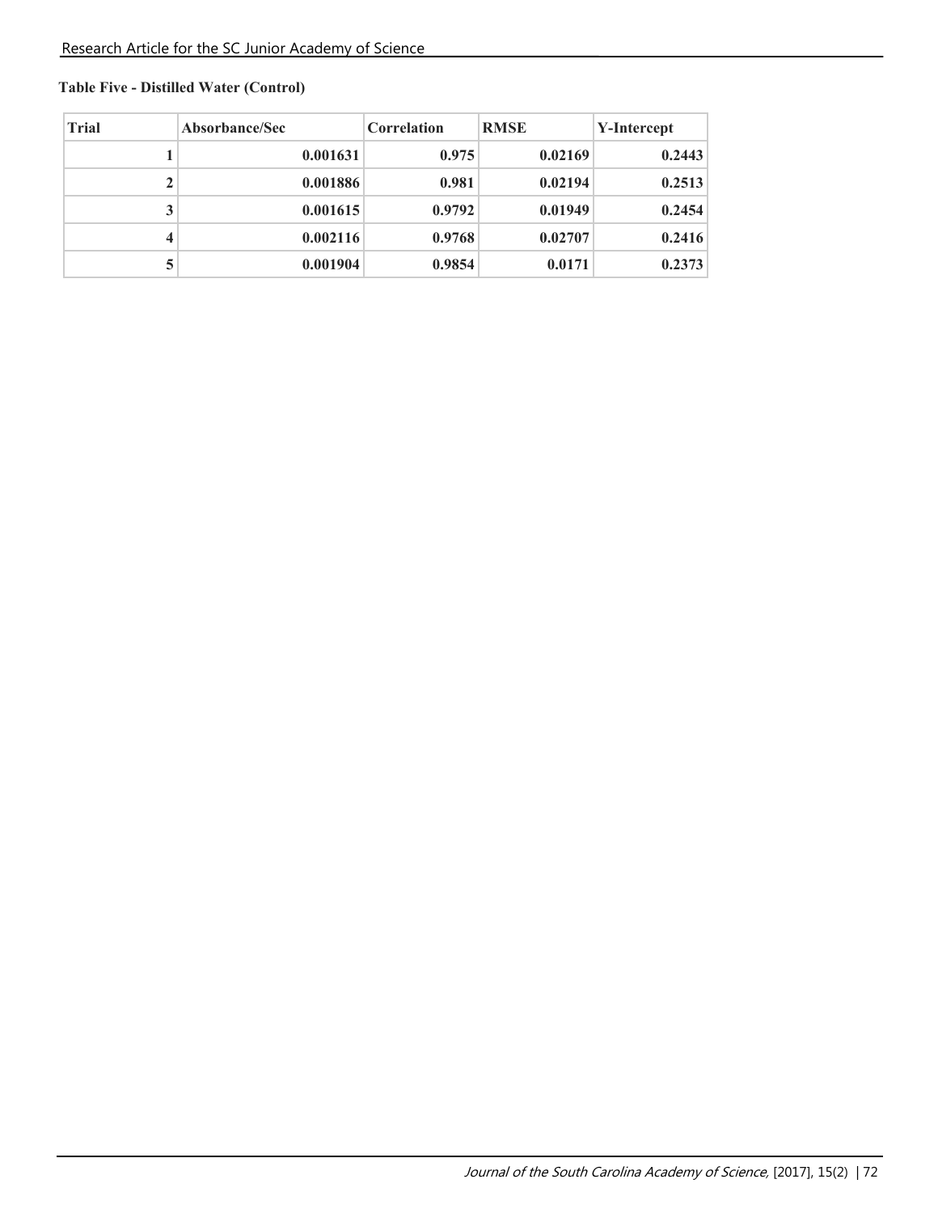**Table Five - Distilled Water (Control)**

| Trial | Absorbance/Sec | Correlation | RMSE | Y-Intercept |
|---|---|---|---|---|
| 1 | 0.001631 | 0.975 | 0.02169 | 0.2443 |
| 2 | 0.001886 | 0.981 | 0.02194 | 0.2513 |
| 3 | 0.001615 | 0.9792 | 0.01949 | 0.2454 |
| 4 | 0.002116 | 0.9768 | 0.02707 | 0.2416 |
| 5 | 0.001904 | 0.9854 | 0.0171 | 0.2373 |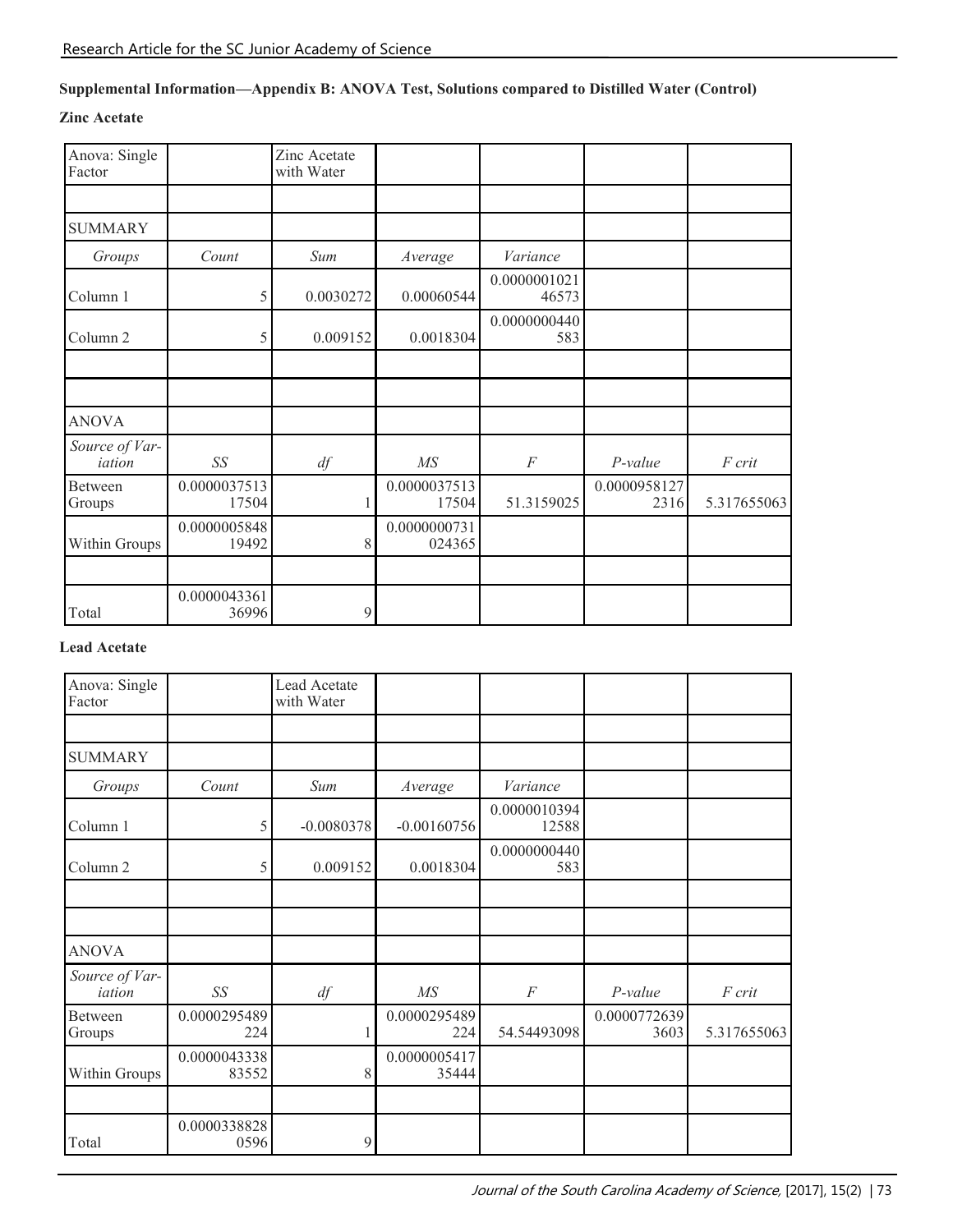**Supplemental Information—Appendix B: ANOVA Test, Solutions compared to Distilled Water (Control)**

**Zinc Acetate**

| Anova: Single Factor | | Zinc Acetate with Water | | | | |
|---|---|---|---|---|---|---|
| | | | | | | |
| SUMMARY | | | | | | |
| *Groups* | *Count* | *Sum* | *Average* | *Variance* | | |
| Column 1 | 5 | 0.0030272 | 0.00060544 | 0.000000102146573 | | |
| Column 2 | 5 | 0.009152 | 0.0018304 | 0.0000000440583 | | |
| | | | | | | |
| | | | | | | |
| ANOVA | | | | | | |
| *Source of Variation* | *SS* | *df* | *MS* | *F* | *P-value* | *F crit* |
| Between Groups | 0.000003751317504 | 1 | 0.000003751317504 | 51.3159025 | 0.00009581272316 | 5.317655063 |
| Within Groups | 0.000000584819492 | 8 | 0.0000000731024365 | | | |
| | | | | | | |
| Total | 0.000004336136996 | 9 | | | | |

**Lead Acetate**

| Anova: Single Factor | | Lead Acetate with Water | | | | |
|---|---|---|---|---|---|---|
| | | | | | | |
| SUMMARY | | | | | | |
| *Groups* | *Count* | *Sum* | *Average* | *Variance* | | |
| Column 1 | 5 | -0.0080378 | -0.00160756 | 0.000001039412588 | | |
| Column 2 | 5 | 0.009152 | 0.0018304 | 0.0000000440583 | | |
| | | | | | | |
| | | | | | | |
| ANOVA | | | | | | |
| *Source of Variation* | *SS* | *df* | *MS* | *F* | *P-value* | *F crit* |
| Between Groups | 0.0000295489224 | 1 | 0.0000295489224 | 54.54493098 | 0.00007726393603 | 5.317655063 |
| Within Groups | 0.000004333883552 | 8 | 0.000000541735444 | | | |
| | | | | | | |
| Total | 0.00003388280596 | 9 | | | | |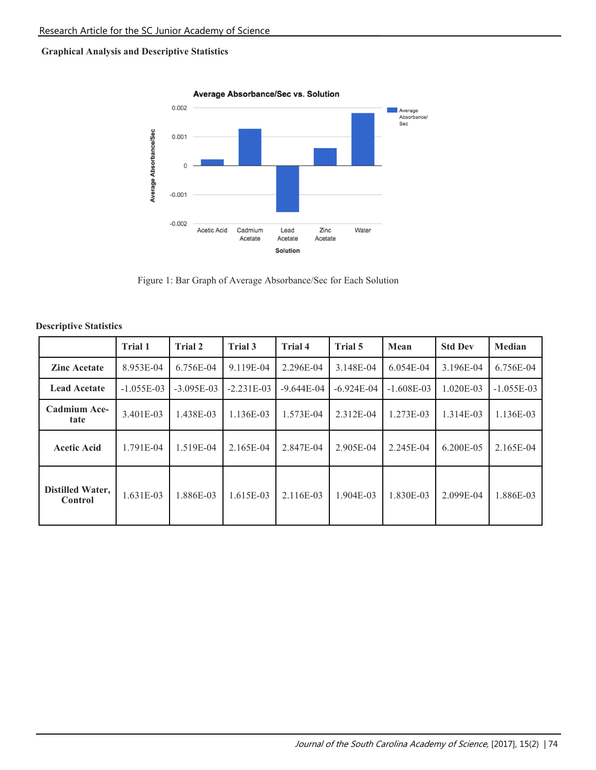## Graphical Analysis and Descriptive Statistics

Average Absorbance/Sec vs. Solution

Average Absorbance/Sec

0.002

0.001

0

-0.001

-0.002

Acetic Acid

Cadmium Acetate

Lead Acetate

Zinc Acetate

Water

Solution

Average Absorbance/Sec

Figure 1: Bar Graph of Average Absorbance/Sec for Each Solution

### Descriptive Statistics

| | Trial 1 | Trial 2 | Trial 3 | Trial 4 | Trial 5 | Mean | Std Dev | Median |
|---|---|---|---|---|---|---|---|---|
| **Zinc Acetate** | 8.953E-04 | 6.756E-04 | 9.119E-04 | 2.296E-04 | 3.148E-04 | 6.054E-04 | 3.196E-04 | 6.756E-04 |
| **Lead Acetate** | -1.055E-03 | -3.095E-03 | -2.231E-03 | -9.644E-04 | -6.924E-04 | -1.608E-03 | 1.020E-03 | -1.055E-03 |
| **Cadmium Acetate** | 3.401E-03 | 1.438E-03 | 1.136E-03 | 1.573E-04 | 2.312E-04 | 1.273E-03 | 1.314E-03 | 1.136E-03 |
| **Acetic Acid** | 1.791E-04 | 1.519E-04 | 2.165E-04 | 2.847E-04 | 2.905E-04 | 2.245E-04 | 6.200E-05 | 2.165E-04 |
| **Distilled Water, Control** | 1.631E-03 | 1.886E-03 | 1.615E-03 | 2.116E-03 | 1.904E-03 | 1.830E-03 | 2.099E-04 | 1.886E-03 |